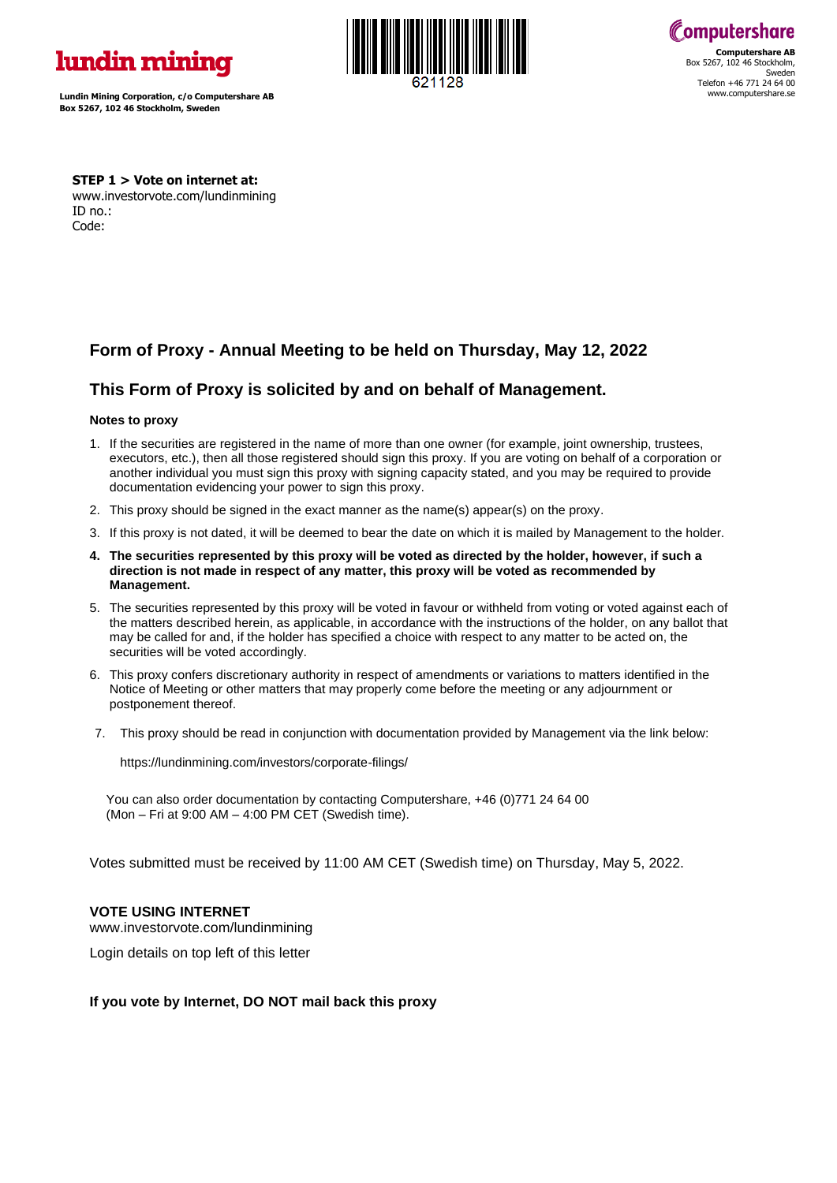lundin mining

Lundin Mining Corporation, c/o Computershare AB
Box 5267, 102 46 Stockholm, Sweden

621128

Computershare

**Computershare AB**
Box 5267, 102 46 Stockholm,
Sweden
Telefon +46 771 24 64 00
www.computershare.se

**STEP 1 > Vote on internet at:**
www.investorvote.com/lundinmining
ID no.:
Code:

## Form of Proxy - Annual Meeting to be held on Thursday, May 12, 2022

## This Form of Proxy is solicited by and on behalf of Management.

**Notes to proxy**

1. If the securities are registered in the name of more than one owner (for example, joint ownership, trustees, executors, etc.), then all those registered should sign this proxy. If you are voting on behalf of a corporation or another individual you must sign this proxy with signing capacity stated, and you may be required to provide documentation evidencing your power to sign this proxy.
2. This proxy should be signed in the exact manner as the name(s) appear(s) on the proxy.
3. If this proxy is not dated, it will be deemed to bear the date on which it is mailed by Management to the holder.
4. **The securities represented by this proxy will be voted as directed by the holder, however, if such a direction is not made in respect of any matter, this proxy will be voted as recommended by Management.**
5. The securities represented by this proxy will be voted in favour or withheld from voting or voted against each of the matters described herein, as applicable, in accordance with the instructions of the holder, on any ballot that may be called for and, if the holder has specified a choice with respect to any matter to be acted on, the securities will be voted accordingly.
6. This proxy confers discretionary authority in respect of amendments or variations to matters identified in the Notice of Meeting or other matters that may properly come before the meeting or any adjournment or postponement thereof.
7. This proxy should be read in conjunction with documentation provided by Management via the link below:

   https://lundinmining.com/investors/corporate-filings/

   You can also order documentation by contacting Computershare, +46 (0)771 24 64 00 (Mon – Fri at 9:00 AM – 4:00 PM CET (Swedish time).

Votes submitted must be received by 11:00 AM CET (Swedish time) on Thursday, May 5, 2022.

**VOTE USING INTERNET**
www.investorvote.com/lundinmining

Login details on top left of this letter

**If you vote by Internet, DO NOT mail back this proxy**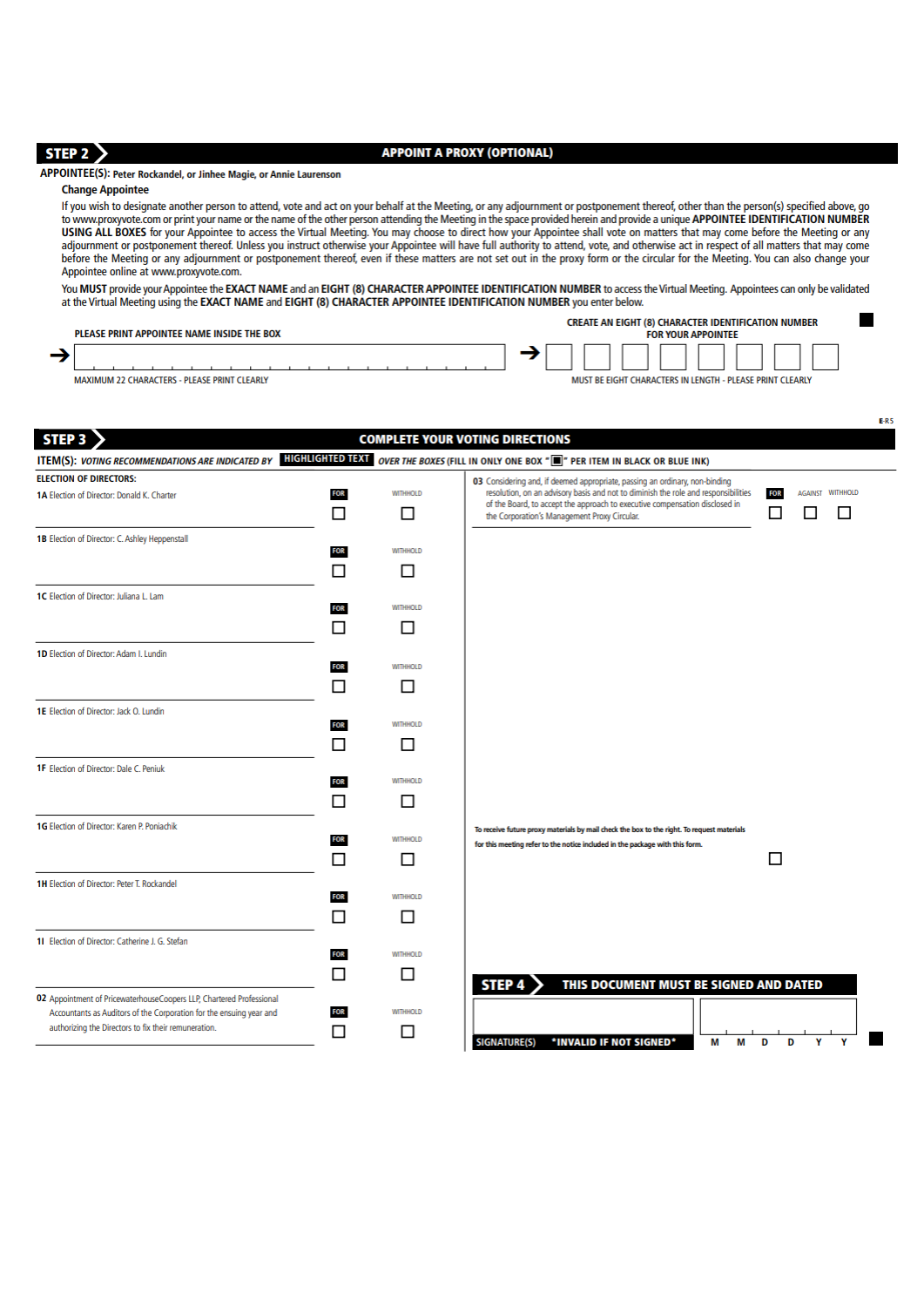## STEP 2 — APPOINT A PROXY (OPTIONAL)

**APPOINTEE(S): Peter Rockandel, or Jinhee Magie, or Annie Laurenson**

**Change Appointee**

If you wish to designate another person to attend, vote and act on your behalf at the Meeting, or any adjournment or postponement thereof, other than the person(s) specified above, go to www.proxyvote.com or print your name or the name of the other person attending the Meeting in the space provided herein and provide a unique **APPOINTEE IDENTIFICATION NUMBER USING ALL BOXES** for your Appointee to access the Virtual Meeting. You may choose to direct how your Appointee shall vote on matters that may come before the Meeting or any adjournment or postponement thereof. Unless you instruct otherwise your Appointee will have full authority to attend, vote, and otherwise act in respect of all matters that may come before the Meeting or any adjournment or postponement thereof, even if these matters are not set out in the proxy form or the circular for the Meeting. You can also change your Appointee online at www.proxyvote.com.

You **MUST** provide your Appointee the **EXACT NAME** and an **EIGHT (8) CHARACTER APPOINTEE IDENTIFICATION NUMBER** to access the Virtual Meeting. Appointees can only be validated at the Virtual Meeting using the **EXACT NAME** and **EIGHT (8) CHARACTER APPOINTEE IDENTIFICATION NUMBER** you enter below.

PLEASE PRINT APPOINTEE NAME INSIDE THE BOX

➔ ☐

MAXIMUM 22 CHARACTERS - PLEASE PRINT CLEARLY

CREATE AN EIGHT (8) CHARACTER IDENTIFICATION NUMBER FOR YOUR APPOINTEE

➔ ☐ ☐ ☐ ☐ ☐ ☐ ☐ ☐

MUST BE EIGHT CHARACTERS IN LENGTH - PLEASE PRINT CLEARLY

E-R5

## STEP 3 — COMPLETE YOUR VOTING DIRECTIONS

ITEM(S): *VOTING RECOMMENDATIONS ARE INDICATED BY* **HIGHLIGHTED TEXT** *OVER THE BOXES* (FILL IN ONLY ONE BOX "■" PER ITEM IN BLACK OR BLUE INK)

**ELECTION OF DIRECTORS:**

| Item | FOR | WITHHOLD |
|---|---|---|
| **1A** Election of Director: Donald K. Charter | ☐ | ☐ |
| **1B** Election of Director: C. Ashley Heppenstall | ☐ | ☐ |
| **1C** Election of Director: Juliana L. Lam | ☐ | ☐ |
| **1D** Election of Director: Adam I. Lundin | ☐ | ☐ |
| **1E** Election of Director: Jack O. Lundin | ☐ | ☐ |
| **1F** Election of Director: Dale C. Peniuk | ☐ | ☐ |
| **1G** Election of Director: Karen P. Poniachik | ☐ | ☐ |
| **1H** Election of Director: Peter T. Rockandel | ☐ | ☐ |
| **1I** Election of Director: Catherine J. G. Stefan | ☐ | ☐ |
| **02** Appointment of PricewaterhouseCoopers LLP, Chartered Professional Accountants as Auditors of the Corporation for the ensuing year and authorizing the Directors to fix their remuneration. | ☐ | ☐ |

| Item | FOR | AGAINST | WITHHOLD |
|---|---|---|---|
| **03** Considering and, if deemed appropriate, passing an ordinary, non-binding resolution, on an advisory basis and not to diminish the role and responsibilities of the Board, to accept the approach to executive compensation disclosed in the Corporation's Management Proxy Circular. | ☐ | ☐ | ☐ |

To receive future proxy materials by mail check the box to the right. To request materials for this meeting refer to the notice included in the package with this form. ☐

## STEP 4 — THIS DOCUMENT MUST BE SIGNED AND DATED

SIGNATURE(S) ***INVALID IF NOT SIGNED***

M M D D Y Y